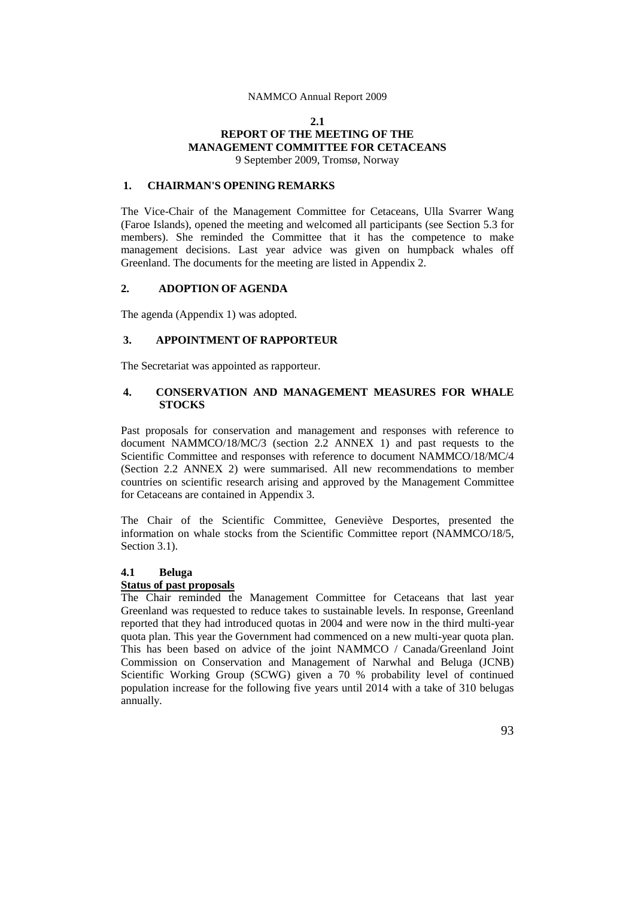## 2.1
# REPORT OF THE MEETING OF THE MANAGEMENT COMMITTEE FOR CETACEANS

9 September 2009, Tromsø, Norway

## 1. CHAIRMAN'S OPENING REMARKS

The Vice-Chair of the Management Committee for Cetaceans, Ulla Svarrer Wang (Faroe Islands), opened the meeting and welcomed all participants (see Section 5.3 for members). She reminded the Committee that it has the competence to make management decisions. Last year advice was given on humpback whales off Greenland. The documents for the meeting are listed in Appendix 2.

## 2. ADOPTION OF AGENDA

The agenda (Appendix 1) was adopted.

## 3. APPOINTMENT OF RAPPORTEUR

The Secretariat was appointed as rapporteur.

## 4. CONSERVATION AND MANAGEMENT MEASURES FOR WHALE STOCKS

Past proposals for conservation and management and responses with reference to document NAMMCO/18/MC/3 (section 2.2 ANNEX 1) and past requests to the Scientific Committee and responses with reference to document NAMMCO/18/MC/4 (Section 2.2 ANNEX 2) were summarised. All new recommendations to member countries on scientific research arising and approved by the Management Committee for Cetaceans are contained in Appendix 3.

The Chair of the Scientific Committee, Geneviève Desportes, presented the information on whale stocks from the Scientific Committee report (NAMMCO/18/5, Section 3.1).

### 4.1 Beluga

**Status of past proposals**

The Chair reminded the Management Committee for Cetaceans that last year Greenland was requested to reduce takes to sustainable levels. In response, Greenland reported that they had introduced quotas in 2004 and were now in the third multi-year quota plan. This year the Government had commenced on a new multi-year quota plan. This has been based on advice of the joint NAMMCO / Canada/Greenland Joint Commission on Conservation and Management of Narwhal and Beluga (JCNB) Scientific Working Group (SCWG) given a 70 % probability level of continued population increase for the following five years until 2014 with a take of 310 belugas annually.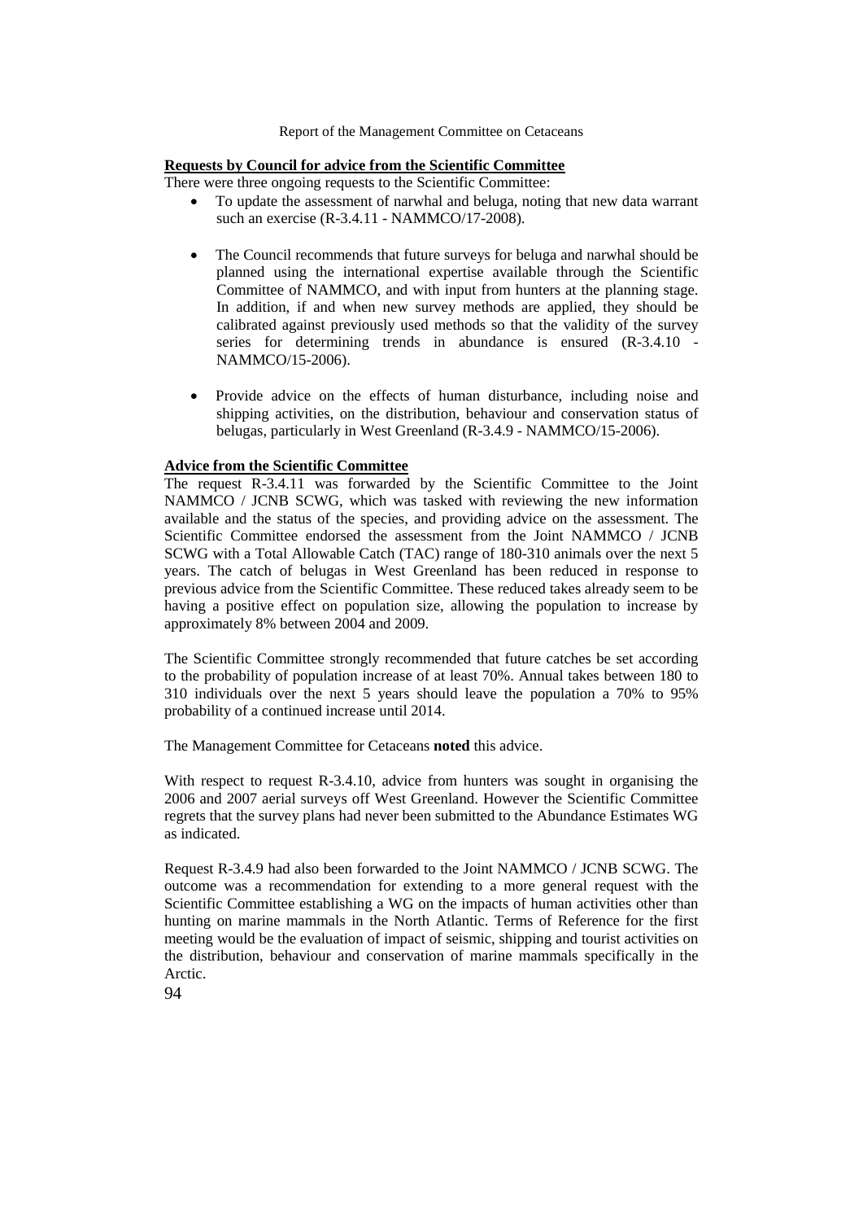**Requests by Council for advice from the Scientific Committee**

There were three ongoing requests to the Scientific Committee:

- To update the assessment of narwhal and beluga, noting that new data warrant such an exercise (R-3.4.11 - NAMMCO/17-2008).
- The Council recommends that future surveys for beluga and narwhal should be planned using the international expertise available through the Scientific Committee of NAMMCO, and with input from hunters at the planning stage. In addition, if and when new survey methods are applied, they should be calibrated against previously used methods so that the validity of the survey series for determining trends in abundance is ensured (R-3.4.10 - NAMMCO/15-2006).
- Provide advice on the effects of human disturbance, including noise and shipping activities, on the distribution, behaviour and conservation status of belugas, particularly in West Greenland (R-3.4.9 - NAMMCO/15-2006).

**Advice from the Scientific Committee**

The request R-3.4.11 was forwarded by the Scientific Committee to the Joint NAMMCO / JCNB SCWG, which was tasked with reviewing the new information available and the status of the species, and providing advice on the assessment. The Scientific Committee endorsed the assessment from the Joint NAMMCO / JCNB SCWG with a Total Allowable Catch (TAC) range of 180-310 animals over the next 5 years. The catch of belugas in West Greenland has been reduced in response to previous advice from the Scientific Committee. These reduced takes already seem to be having a positive effect on population size, allowing the population to increase by approximately 8% between 2004 and 2009.

The Scientific Committee strongly recommended that future catches be set according to the probability of population increase of at least 70%. Annual takes between 180 to 310 individuals over the next 5 years should leave the population a 70% to 95% probability of a continued increase until 2014.

The Management Committee for Cetaceans **noted** this advice.

With respect to request R-3.4.10, advice from hunters was sought in organising the 2006 and 2007 aerial surveys off West Greenland. However the Scientific Committee regrets that the survey plans had never been submitted to the Abundance Estimates WG as indicated.

Request R-3.4.9 had also been forwarded to the Joint NAMMCO / JCNB SCWG. The outcome was a recommendation for extending to a more general request with the Scientific Committee establishing a WG on the impacts of human activities other than hunting on marine mammals in the North Atlantic. Terms of Reference for the first meeting would be the evaluation of impact of seismic, shipping and tourist activities on the distribution, behaviour and conservation of marine mammals specifically in the Arctic.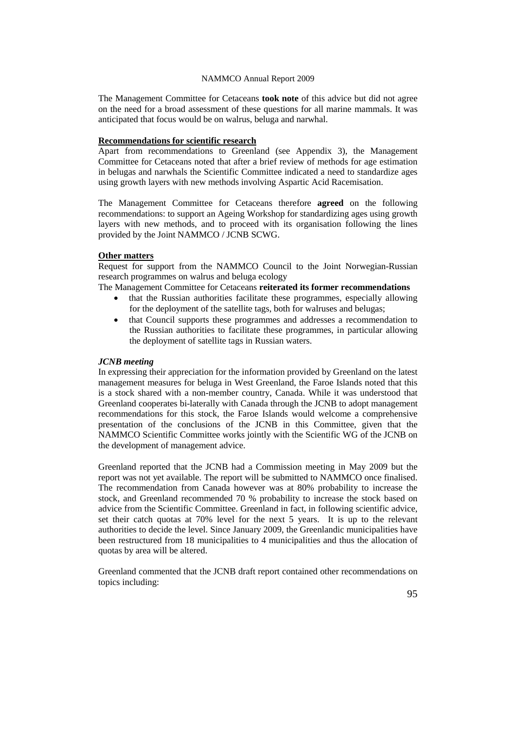The Management Committee for Cetaceans **took note** of this advice but did not agree on the need for a broad assessment of these questions for all marine mammals. It was anticipated that focus would be on walrus, beluga and narwhal.

**Recommendations for scientific research**

Apart from recommendations to Greenland (see Appendix 3), the Management Committee for Cetaceans noted that after a brief review of methods for age estimation in belugas and narwhals the Scientific Committee indicated a need to standardize ages using growth layers with new methods involving Aspartic Acid Racemisation.

The Management Committee for Cetaceans therefore **agreed** on the following recommendations: to support an Ageing Workshop for standardizing ages using growth layers with new methods, and to proceed with its organisation following the lines provided by the Joint NAMMCO / JCNB SCWG.

**Other matters**

Request for support from the NAMMCO Council to the Joint Norwegian-Russian research programmes on walrus and beluga ecology

The Management Committee for Cetaceans **reiterated its former recommendations**

- that the Russian authorities facilitate these programmes, especially allowing for the deployment of the satellite tags, both for walruses and belugas;
- that Council supports these programmes and addresses a recommendation to the Russian authorities to facilitate these programmes, in particular allowing the deployment of satellite tags in Russian waters.

***JCNB meeting***

In expressing their appreciation for the information provided by Greenland on the latest management measures for beluga in West Greenland, the Faroe Islands noted that this is a stock shared with a non-member country, Canada. While it was understood that Greenland cooperates bi-laterally with Canada through the JCNB to adopt management recommendations for this stock, the Faroe Islands would welcome a comprehensive presentation of the conclusions of the JCNB in this Committee, given that the NAMMCO Scientific Committee works jointly with the Scientific WG of the JCNB on the development of management advice.

Greenland reported that the JCNB had a Commission meeting in May 2009 but the report was not yet available. The report will be submitted to NAMMCO once finalised. The recommendation from Canada however was at 80% probability to increase the stock, and Greenland recommended 70 % probability to increase the stock based on advice from the Scientific Committee. Greenland in fact, in following scientific advice, set their catch quotas at 70% level for the next 5 years. It is up to the relevant authorities to decide the level. Since January 2009, the Greenlandic municipalities have been restructured from 18 municipalities to 4 municipalities and thus the allocation of quotas by area will be altered.

Greenland commented that the JCNB draft report contained other recommendations on topics including: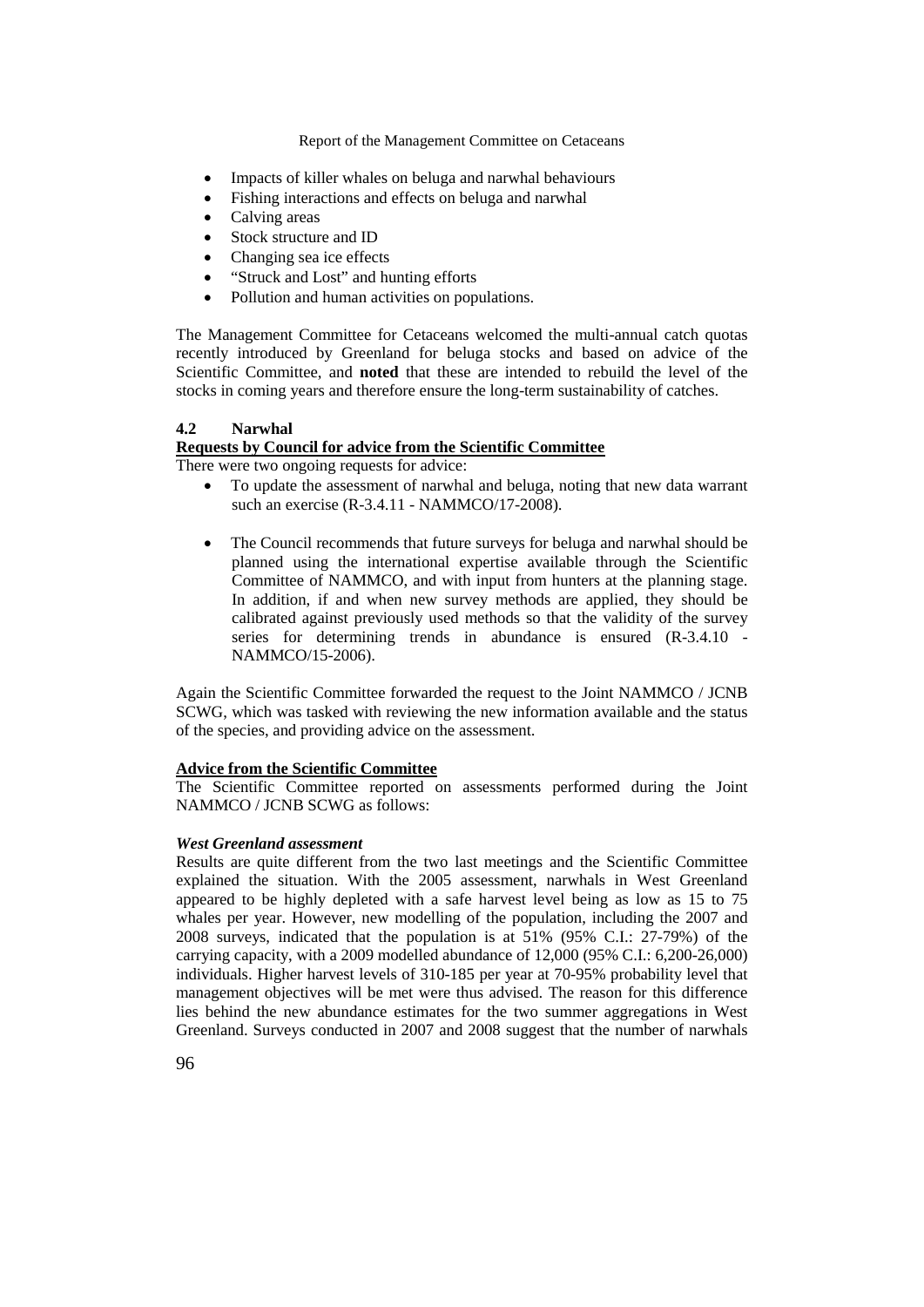- Impacts of killer whales on beluga and narwhal behaviours
- Fishing interactions and effects on beluga and narwhal
- Calving areas
- Stock structure and ID
- Changing sea ice effects
- "Struck and Lost" and hunting efforts
- Pollution and human activities on populations.

The Management Committee for Cetaceans welcomed the multi-annual catch quotas recently introduced by Greenland for beluga stocks and based on advice of the Scientific Committee, and **noted** that these are intended to rebuild the level of the stocks in coming years and therefore ensure the long-term sustainability of catches.

### 4.2 Narwhal

**Requests by Council for advice from the Scientific Committee**

There were two ongoing requests for advice:

- To update the assessment of narwhal and beluga, noting that new data warrant such an exercise (R-3.4.11 - NAMMCO/17-2008).

- The Council recommends that future surveys for beluga and narwhal should be planned using the international expertise available through the Scientific Committee of NAMMCO, and with input from hunters at the planning stage. In addition, if and when new survey methods are applied, they should be calibrated against previously used methods so that the validity of the survey series for determining trends in abundance is ensured (R-3.4.10 - NAMMCO/15-2006).

Again the Scientific Committee forwarded the request to the Joint NAMMCO / JCNB SCWG, which was tasked with reviewing the new information available and the status of the species, and providing advice on the assessment.

**Advice from the Scientific Committee**

The Scientific Committee reported on assessments performed during the Joint NAMMCO / JCNB SCWG as follows:

***West Greenland assessment***

Results are quite different from the two last meetings and the Scientific Committee explained the situation. With the 2005 assessment, narwhals in West Greenland appeared to be highly depleted with a safe harvest level being as low as 15 to 75 whales per year. However, new modelling of the population, including the 2007 and 2008 surveys, indicated that the population is at 51% (95% C.I.: 27-79%) of the carrying capacity, with a 2009 modelled abundance of 12,000 (95% C.I.: 6,200-26,000) individuals. Higher harvest levels of 310-185 per year at 70-95% probability level that management objectives will be met were thus advised. The reason for this difference lies behind the new abundance estimates for the two summer aggregations in West Greenland. Surveys conducted in 2007 and 2008 suggest that the number of narwhals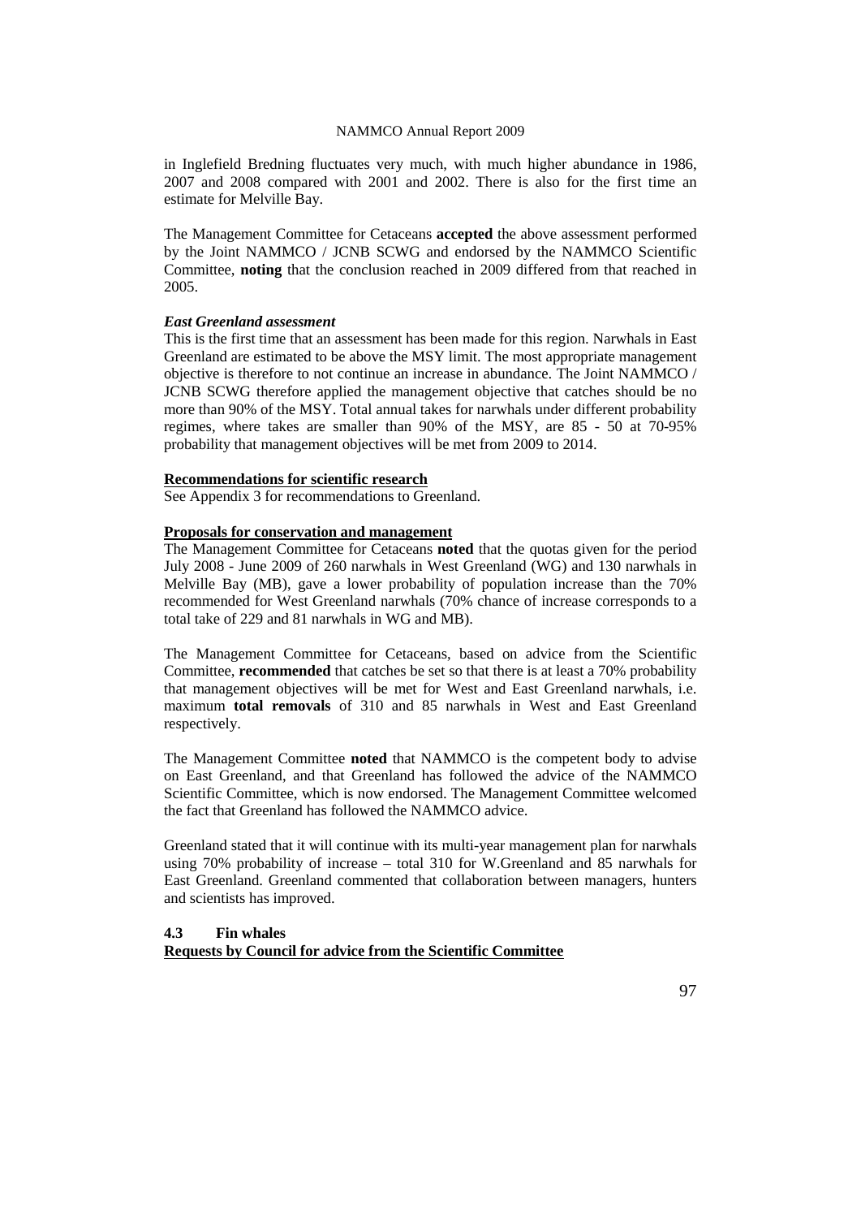in Inglefield Bredning fluctuates very much, with much higher abundance in 1986, 2007 and 2008 compared with 2001 and 2002. There is also for the first time an estimate for Melville Bay.

The Management Committee for Cetaceans **accepted** the above assessment performed by the Joint NAMMCO / JCNB SCWG and endorsed by the NAMMCO Scientific Committee, **noting** that the conclusion reached in 2009 differed from that reached in 2005.

***East Greenland assessment***

This is the first time that an assessment has been made for this region. Narwhals in East Greenland are estimated to be above the MSY limit. The most appropriate management objective is therefore to not continue an increase in abundance. The Joint NAMMCO / JCNB SCWG therefore applied the management objective that catches should be no more than 90% of the MSY. Total annual takes for narwhals under different probability regimes, where takes are smaller than 90% of the MSY, are 85 - 50 at 70-95% probability that management objectives will be met from 2009 to 2014.

**Recommendations for scientific research**

See Appendix 3 for recommendations to Greenland.

**Proposals for conservation and management**

The Management Committee for Cetaceans **noted** that the quotas given for the period July 2008 - June 2009 of 260 narwhals in West Greenland (WG) and 130 narwhals in Melville Bay (MB), gave a lower probability of population increase than the 70% recommended for West Greenland narwhals (70% chance of increase corresponds to a total take of 229 and 81 narwhals in WG and MB).

The Management Committee for Cetaceans, based on advice from the Scientific Committee, **recommended** that catches be set so that there is at least a 70% probability that management objectives will be met for West and East Greenland narwhals, i.e. maximum **total removals** of 310 and 85 narwhals in West and East Greenland respectively.

The Management Committee **noted** that NAMMCO is the competent body to advise on East Greenland, and that Greenland has followed the advice of the NAMMCO Scientific Committee, which is now endorsed. The Management Committee welcomed the fact that Greenland has followed the NAMMCO advice.

Greenland stated that it will continue with its multi-year management plan for narwhals using 70% probability of increase – total 310 for W.Greenland and 85 narwhals for East Greenland. Greenland commented that collaboration between managers, hunters and scientists has improved.

### 4.3 Fin whales

**Requests by Council for advice from the Scientific Committee**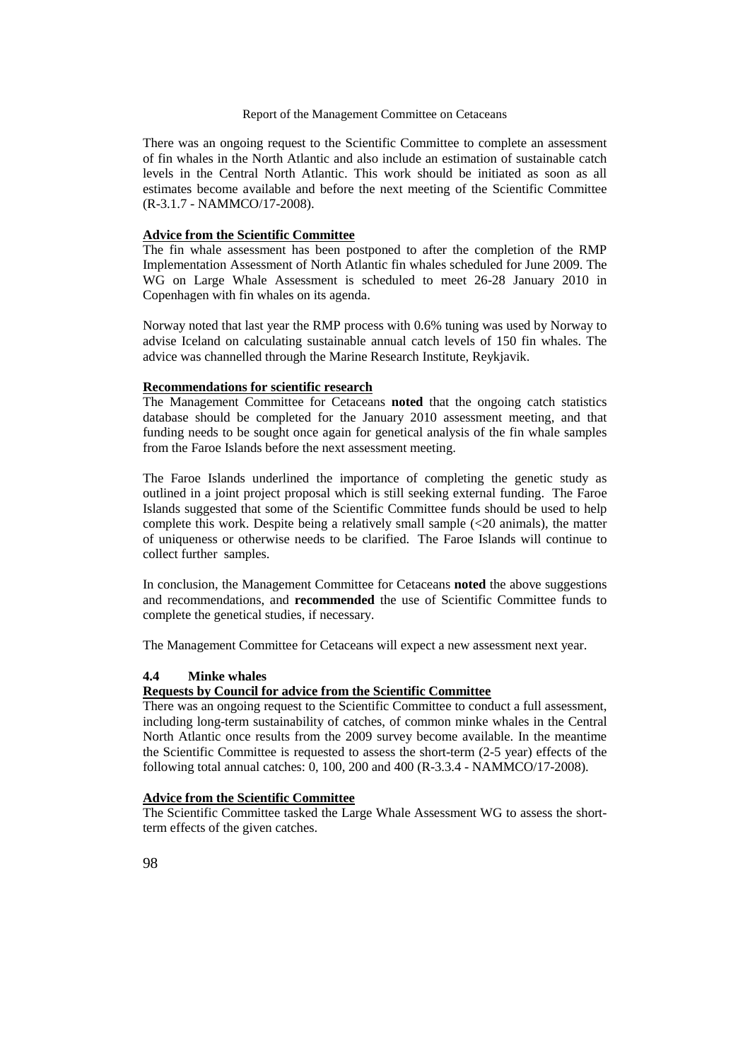There was an ongoing request to the Scientific Committee to complete an assessment of fin whales in the North Atlantic and also include an estimation of sustainable catch levels in the Central North Atlantic. This work should be initiated as soon as all estimates become available and before the next meeting of the Scientific Committee (R-3.1.7 - NAMMCO/17-2008).

**Advice from the Scientific Committee**

The fin whale assessment has been postponed to after the completion of the RMP Implementation Assessment of North Atlantic fin whales scheduled for June 2009. The WG on Large Whale Assessment is scheduled to meet 26-28 January 2010 in Copenhagen with fin whales on its agenda.

Norway noted that last year the RMP process with 0.6% tuning was used by Norway to advise Iceland on calculating sustainable annual catch levels of 150 fin whales. The advice was channelled through the Marine Research Institute, Reykjavik.

**Recommendations for scientific research**

The Management Committee for Cetaceans **noted** that the ongoing catch statistics database should be completed for the January 2010 assessment meeting, and that funding needs to be sought once again for genetical analysis of the fin whale samples from the Faroe Islands before the next assessment meeting.

The Faroe Islands underlined the importance of completing the genetic study as outlined in a joint project proposal which is still seeking external funding. The Faroe Islands suggested that some of the Scientific Committee funds should be used to help complete this work. Despite being a relatively small sample (<20 animals), the matter of uniqueness or otherwise needs to be clarified. The Faroe Islands will continue to collect further samples.

In conclusion, the Management Committee for Cetaceans **noted** the above suggestions and recommendations, and **recommended** the use of Scientific Committee funds to complete the genetical studies, if necessary.

The Management Committee for Cetaceans will expect a new assessment next year.

### 4.4 Minke whales

**Requests by Council for advice from the Scientific Committee**

There was an ongoing request to the Scientific Committee to conduct a full assessment, including long-term sustainability of catches, of common minke whales in the Central North Atlantic once results from the 2009 survey become available. In the meantime the Scientific Committee is requested to assess the short-term (2-5 year) effects of the following total annual catches: 0, 100, 200 and 400 (R-3.3.4 - NAMMCO/17-2008).

**Advice from the Scientific Committee**

The Scientific Committee tasked the Large Whale Assessment WG to assess the short-term effects of the given catches.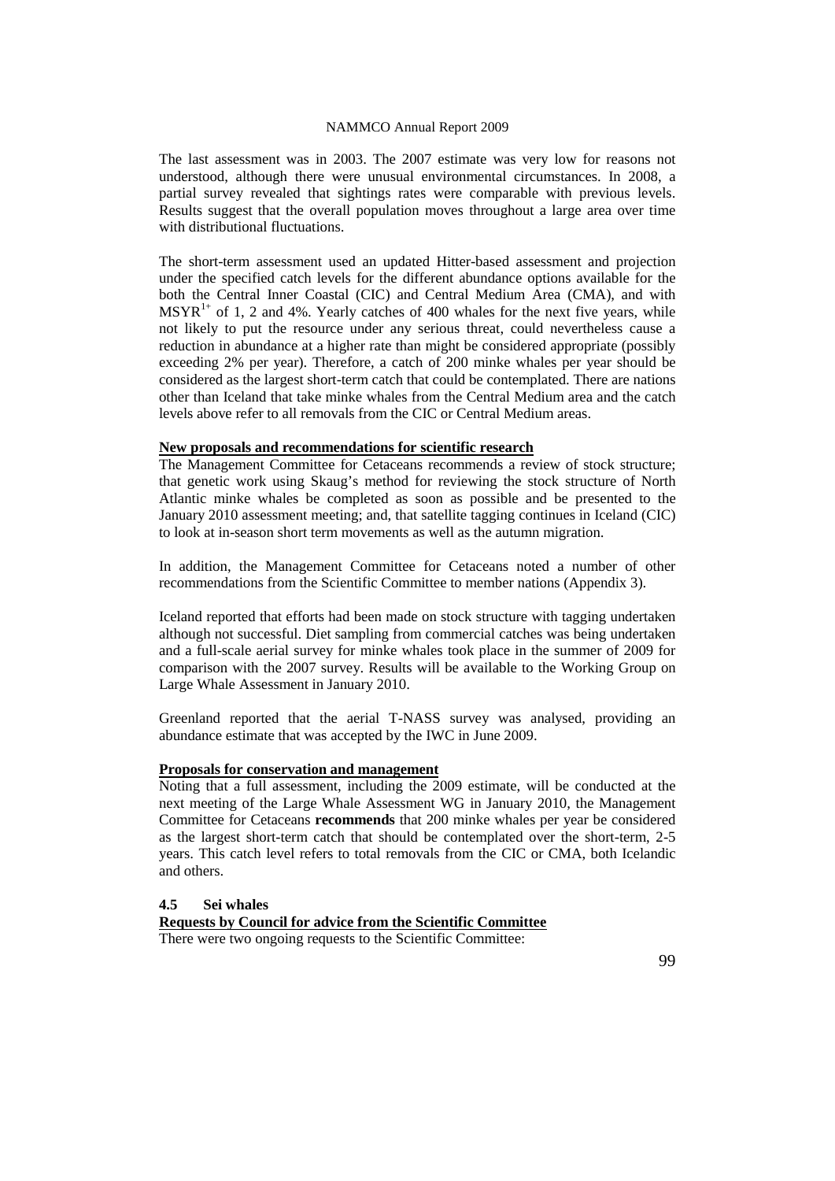The last assessment was in 2003. The 2007 estimate was very low for reasons not understood, although there were unusual environmental circumstances. In 2008, a partial survey revealed that sightings rates were comparable with previous levels. Results suggest that the overall population moves throughout a large area over time with distributional fluctuations.

The short-term assessment used an updated Hitter-based assessment and projection under the specified catch levels for the different abundance options available for the both the Central Inner Coastal (CIC) and Central Medium Area (CMA), and with $MSYR^{1+}$ of 1, 2 and 4%. Yearly catches of 400 whales for the next five years, while not likely to put the resource under any serious threat, could nevertheless cause a reduction in abundance at a higher rate than might be considered appropriate (possibly exceeding 2% per year). Therefore, a catch of 200 minke whales per year should be considered as the largest short-term catch that could be contemplated. There are nations other than Iceland that take minke whales from the Central Medium area and the catch levels above refer to all removals from the CIC or Central Medium areas.

**New proposals and recommendations for scientific research**

The Management Committee for Cetaceans recommends a review of stock structure; that genetic work using Skaug's method for reviewing the stock structure of North Atlantic minke whales be completed as soon as possible and be presented to the January 2010 assessment meeting; and, that satellite tagging continues in Iceland (CIC) to look at in-season short term movements as well as the autumn migration.

In addition, the Management Committee for Cetaceans noted a number of other recommendations from the Scientific Committee to member nations (Appendix 3).

Iceland reported that efforts had been made on stock structure with tagging undertaken although not successful. Diet sampling from commercial catches was being undertaken and a full-scale aerial survey for minke whales took place in the summer of 2009 for comparison with the 2007 survey. Results will be available to the Working Group on Large Whale Assessment in January 2010.

Greenland reported that the aerial T-NASS survey was analysed, providing an abundance estimate that was accepted by the IWC in June 2009.

**Proposals for conservation and management**

Noting that a full assessment, including the 2009 estimate, will be conducted at the next meeting of the Large Whale Assessment WG in January 2010, the Management Committee for Cetaceans **recommends** that 200 minke whales per year be considered as the largest short-term catch that should be contemplated over the short-term, 2-5 years. This catch level refers to total removals from the CIC or CMA, both Icelandic and others.

### 4.5 Sei whales

**Requests by Council for advice from the Scientific Committee**

There were two ongoing requests to the Scientific Committee: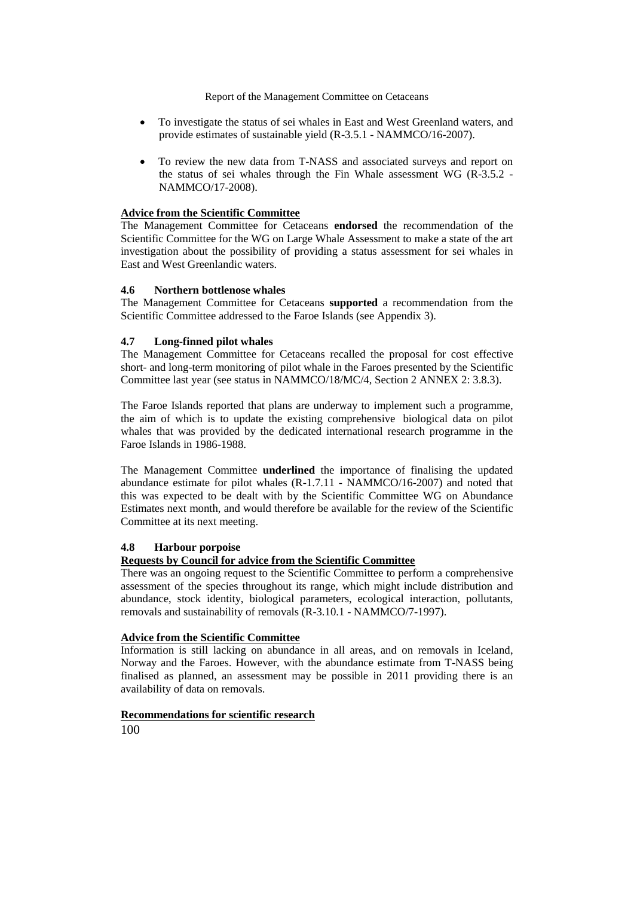- To investigate the status of sei whales in East and West Greenland waters, and provide estimates of sustainable yield (R-3.5.1 - NAMMCO/16-2007).
- To review the new data from T-NASS and associated surveys and report on the status of sei whales through the Fin Whale assessment WG (R-3.5.2 - NAMMCO/17-2008).

**Advice from the Scientific Committee**

The Management Committee for Cetaceans **endorsed** the recommendation of the Scientific Committee for the WG on Large Whale Assessment to make a state of the art investigation about the possibility of providing a status assessment for sei whales in East and West Greenlandic waters.

### 4.6 Northern bottlenose whales

The Management Committee for Cetaceans **supported** a recommendation from the Scientific Committee addressed to the Faroe Islands (see Appendix 3).

### 4.7 Long-finned pilot whales

The Management Committee for Cetaceans recalled the proposal for cost effective short- and long-term monitoring of pilot whale in the Faroes presented by the Scientific Committee last year (see status in NAMMCO/18/MC/4, Section 2 ANNEX 2: 3.8.3).

The Faroe Islands reported that plans are underway to implement such a programme, the aim of which is to update the existing comprehensive biological data on pilot whales that was provided by the dedicated international research programme in the Faroe Islands in 1986-1988.

The Management Committee **underlined** the importance of finalising the updated abundance estimate for pilot whales (R-1.7.11 - NAMMCO/16-2007) and noted that this was expected to be dealt with by the Scientific Committee WG on Abundance Estimates next month, and would therefore be available for the review of the Scientific Committee at its next meeting.

### 4.8 Harbour porpoise

**Requests by Council for advice from the Scientific Committee**

There was an ongoing request to the Scientific Committee to perform a comprehensive assessment of the species throughout its range, which might include distribution and abundance, stock identity, biological parameters, ecological interaction, pollutants, removals and sustainability of removals (R-3.10.1 - NAMMCO/7-1997).

**Advice from the Scientific Committee**

Information is still lacking on abundance in all areas, and on removals in Iceland, Norway and the Faroes. However, with the abundance estimate from T-NASS being finalised as planned, an assessment may be possible in 2011 providing there is an availability of data on removals.

**Recommendations for scientific research**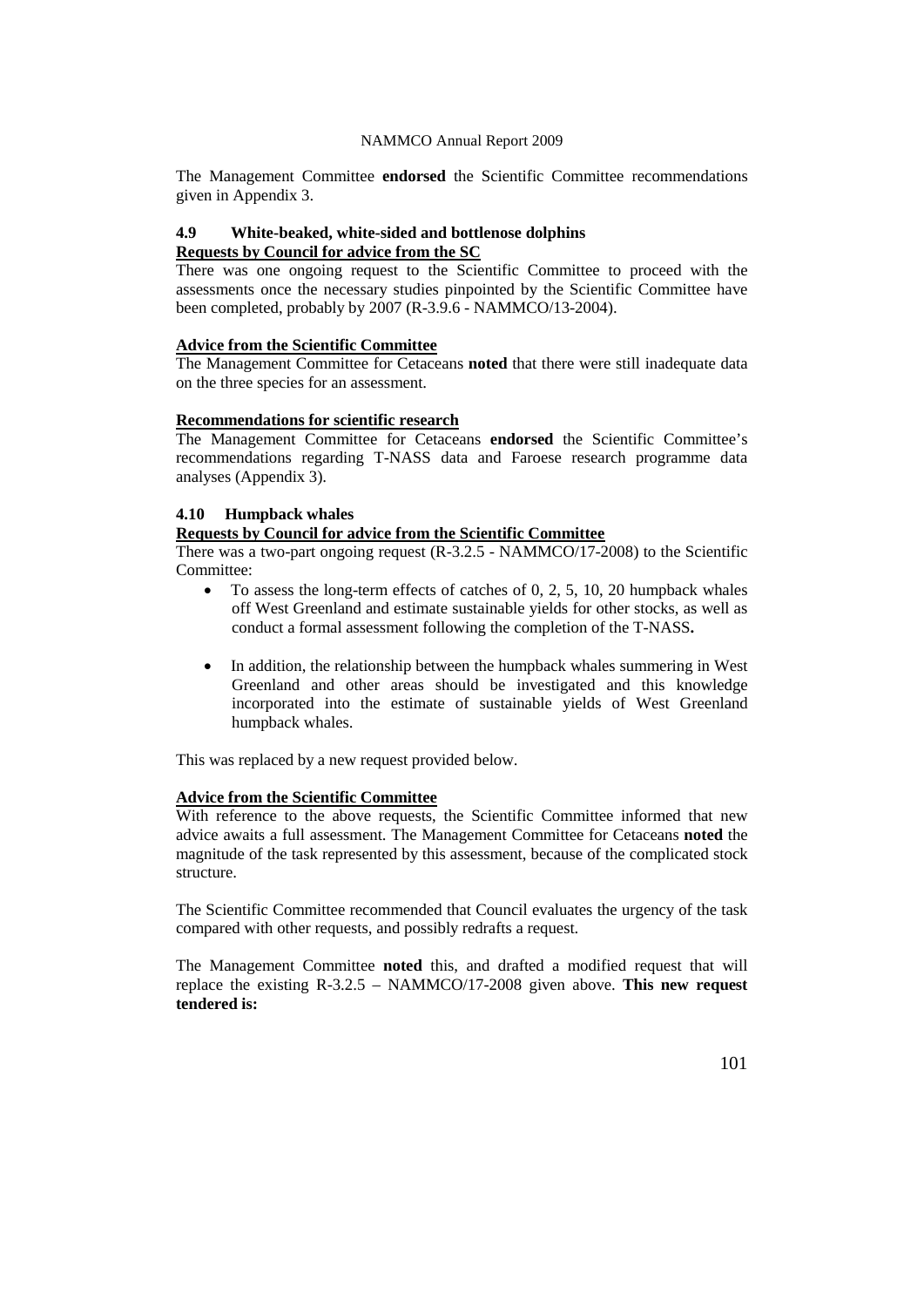The Management Committee **endorsed** the Scientific Committee recommendations given in Appendix 3.

### 4.9 White-beaked, white-sided and bottlenose dolphins

**Requests by Council for advice from the SC**

There was one ongoing request to the Scientific Committee to proceed with the assessments once the necessary studies pinpointed by the Scientific Committee have been completed, probably by 2007 (R-3.9.6 - NAMMCO/13-2004).

**Advice from the Scientific Committee**

The Management Committee for Cetaceans **noted** that there were still inadequate data on the three species for an assessment.

**Recommendations for scientific research**

The Management Committee for Cetaceans **endorsed** the Scientific Committee's recommendations regarding T-NASS data and Faroese research programme data analyses (Appendix 3).

### 4.10 Humpback whales

**Requests by Council for advice from the Scientific Committee**

There was a two-part ongoing request (R-3.2.5 - NAMMCO/17-2008) to the Scientific Committee:

- To assess the long-term effects of catches of 0, 2, 5, 10, 20 humpback whales off West Greenland and estimate sustainable yields for other stocks, as well as conduct a formal assessment following the completion of the T-NASS**.**
- In addition, the relationship between the humpback whales summering in West Greenland and other areas should be investigated and this knowledge incorporated into the estimate of sustainable yields of West Greenland humpback whales.

This was replaced by a new request provided below.

**Advice from the Scientific Committee**

With reference to the above requests, the Scientific Committee informed that new advice awaits a full assessment. The Management Committee for Cetaceans **noted** the magnitude of the task represented by this assessment, because of the complicated stock structure.

The Scientific Committee recommended that Council evaluates the urgency of the task compared with other requests, and possibly redrafts a request.

The Management Committee **noted** this, and drafted a modified request that will replace the existing R-3.2.5 – NAMMCO/17-2008 given above. **This new request tendered is:**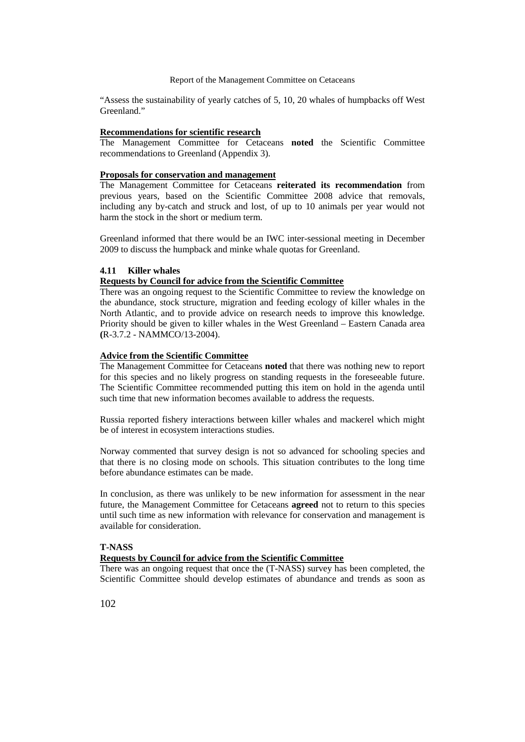"Assess the sustainability of yearly catches of 5, 10, 20 whales of humpbacks off West Greenland."

**Recommendations for scientific research**

The Management Committee for Cetaceans **noted** the Scientific Committee recommendations to Greenland (Appendix 3).

**Proposals for conservation and management**

The Management Committee for Cetaceans **reiterated its recommendation** from previous years, based on the Scientific Committee 2008 advice that removals, including any by-catch and struck and lost, of up to 10 animals per year would not harm the stock in the short or medium term.

Greenland informed that there would be an IWC inter-sessional meeting in December 2009 to discuss the humpback and minke whale quotas for Greenland.

### 4.11 Killer whales

**Requests by Council for advice from the Scientific Committee**

There was an ongoing request to the Scientific Committee to review the knowledge on the abundance, stock structure, migration and feeding ecology of killer whales in the North Atlantic, and to provide advice on research needs to improve this knowledge. Priority should be given to killer whales in the West Greenland – Eastern Canada area **(**R-3.7.2 - NAMMCO/13-2004).

**Advice from the Scientific Committee**

The Management Committee for Cetaceans **noted** that there was nothing new to report for this species and no likely progress on standing requests in the foreseeable future. The Scientific Committee recommended putting this item on hold in the agenda until such time that new information becomes available to address the requests.

Russia reported fishery interactions between killer whales and mackerel which might be of interest in ecosystem interactions studies.

Norway commented that survey design is not so advanced for schooling species and that there is no closing mode on schools. This situation contributes to the long time before abundance estimates can be made.

In conclusion, as there was unlikely to be new information for assessment in the near future, the Management Committee for Cetaceans **agreed** not to return to this species until such time as new information with relevance for conservation and management is available for consideration.

### T-NASS

**Requests by Council for advice from the Scientific Committee**

There was an ongoing request that once the (T-NASS) survey has been completed, the Scientific Committee should develop estimates of abundance and trends as soon as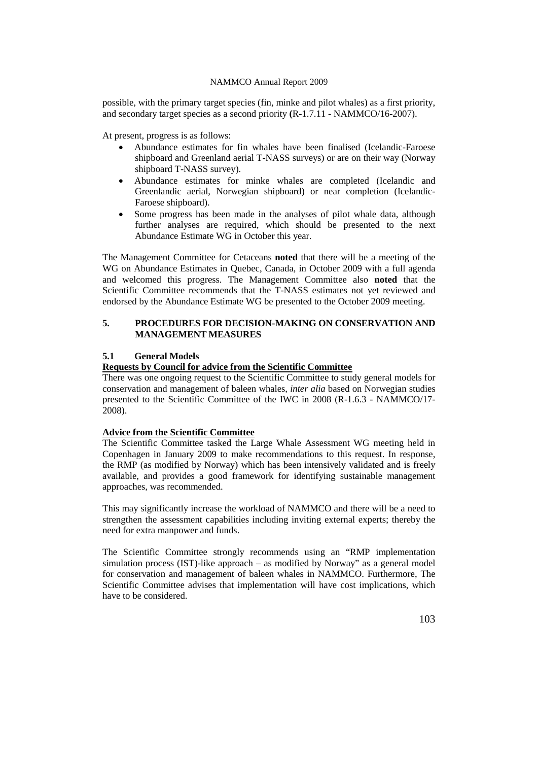possible, with the primary target species (fin, minke and pilot whales) as a first priority, and secondary target species as a second priority **(**R-1.7.11 - NAMMCO/16-2007).

At present, progress is as follows:

- Abundance estimates for fin whales have been finalised (Icelandic-Faroese shipboard and Greenland aerial T-NASS surveys) or are on their way (Norway shipboard T-NASS survey).
- Abundance estimates for minke whales are completed (Icelandic and Greenlandic aerial, Norwegian shipboard) or near completion (Icelandic-Faroese shipboard).
- Some progress has been made in the analyses of pilot whale data, although further analyses are required, which should be presented to the next Abundance Estimate WG in October this year.

The Management Committee for Cetaceans **noted** that there will be a meeting of the WG on Abundance Estimates in Quebec, Canada, in October 2009 with a full agenda and welcomed this progress. The Management Committee also **noted** that the Scientific Committee recommends that the T-NASS estimates not yet reviewed and endorsed by the Abundance Estimate WG be presented to the October 2009 meeting.

## 5. PROCEDURES FOR DECISION-MAKING ON CONSERVATION AND MANAGEMENT MEASURES

### 5.1 General Models

**Requests by Council for advice from the Scientific Committee**

There was one ongoing request to the Scientific Committee to study general models for conservation and management of baleen whales, *inter alia* based on Norwegian studies presented to the Scientific Committee of the IWC in 2008 (R-1.6.3 - NAMMCO/17-2008).

**Advice from the Scientific Committee**

The Scientific Committee tasked the Large Whale Assessment WG meeting held in Copenhagen in January 2009 to make recommendations to this request. In response, the RMP (as modified by Norway) which has been intensively validated and is freely available, and provides a good framework for identifying sustainable management approaches, was recommended.

This may significantly increase the workload of NAMMCO and there will be a need to strengthen the assessment capabilities including inviting external experts; thereby the need for extra manpower and funds.

The Scientific Committee strongly recommends using an "RMP implementation simulation process (IST)-like approach – as modified by Norway" as a general model for conservation and management of baleen whales in NAMMCO. Furthermore, The Scientific Committee advises that implementation will have cost implications, which have to be considered.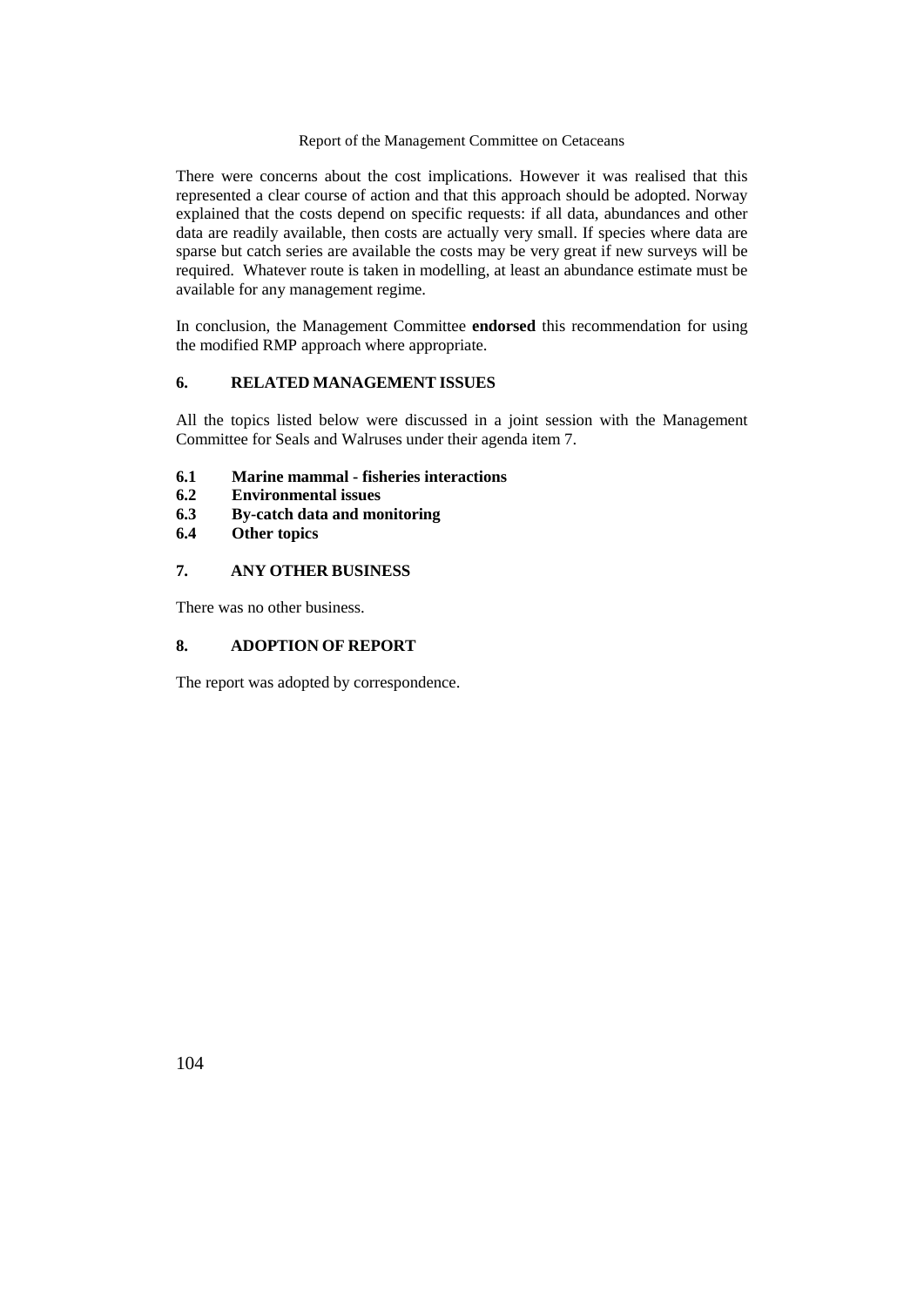There were concerns about the cost implications. However it was realised that this represented a clear course of action and that this approach should be adopted. Norway explained that the costs depend on specific requests: if all data, abundances and other data are readily available, then costs are actually very small. If species where data are sparse but catch series are available the costs may be very great if new surveys will be required. Whatever route is taken in modelling, at least an abundance estimate must be available for any management regime.

In conclusion, the Management Committee **endorsed** this recommendation for using the modified RMP approach where appropriate.

## 6. RELATED MANAGEMENT ISSUES

All the topics listed below were discussed in a joint session with the Management Committee for Seals and Walruses under their agenda item 7.

### 6.1 Marine mammal - fisheries interactions
### 6.2 Environmental issues
### 6.3 By-catch data and monitoring
### 6.4 Other topics

## 7. ANY OTHER BUSINESS

There was no other business.

## 8. ADOPTION OF REPORT

The report was adopted by correspondence.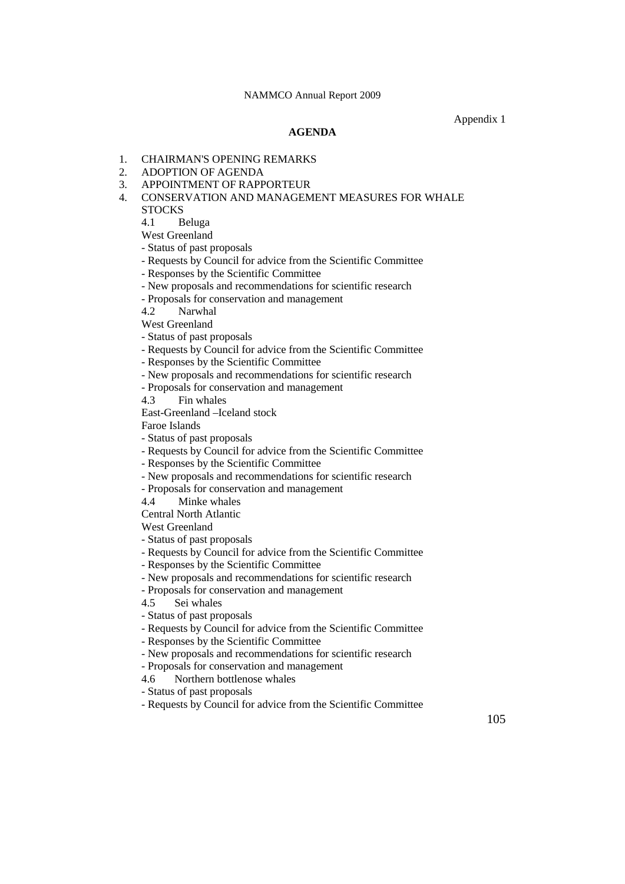Appendix 1

## AGENDA

1. CHAIRMAN'S OPENING REMARKS
2. ADOPTION OF AGENDA
3. APPOINTMENT OF RAPPORTEUR
4. CONSERVATION AND MANAGEMENT MEASURES FOR WHALE STOCKS

   4.1 Beluga

   West Greenland

   - Status of past proposals
   - Requests by Council for advice from the Scientific Committee
   - Responses by the Scientific Committee
   - New proposals and recommendations for scientific research
   - Proposals for conservation and management

   4.2 Narwhal

   West Greenland

   - Status of past proposals
   - Requests by Council for advice from the Scientific Committee
   - Responses by the Scientific Committee
   - New proposals and recommendations for scientific research
   - Proposals for conservation and management

   4.3 Fin whales

   East-Greenland –Iceland stock

   Faroe Islands

   - Status of past proposals
   - Requests by Council for advice from the Scientific Committee
   - Responses by the Scientific Committee
   - New proposals and recommendations for scientific research
   - Proposals for conservation and management

   4.4 Minke whales

   Central North Atlantic

   West Greenland

   - Status of past proposals
   - Requests by Council for advice from the Scientific Committee
   - Responses by the Scientific Committee
   - New proposals and recommendations for scientific research
   - Proposals for conservation and management

   4.5 Sei whales

   - Status of past proposals
   - Requests by Council for advice from the Scientific Committee
   - Responses by the Scientific Committee
   - New proposals and recommendations for scientific research
   - Proposals for conservation and management

   4.6 Northern bottlenose whales

   - Status of past proposals
   - Requests by Council for advice from the Scientific Committee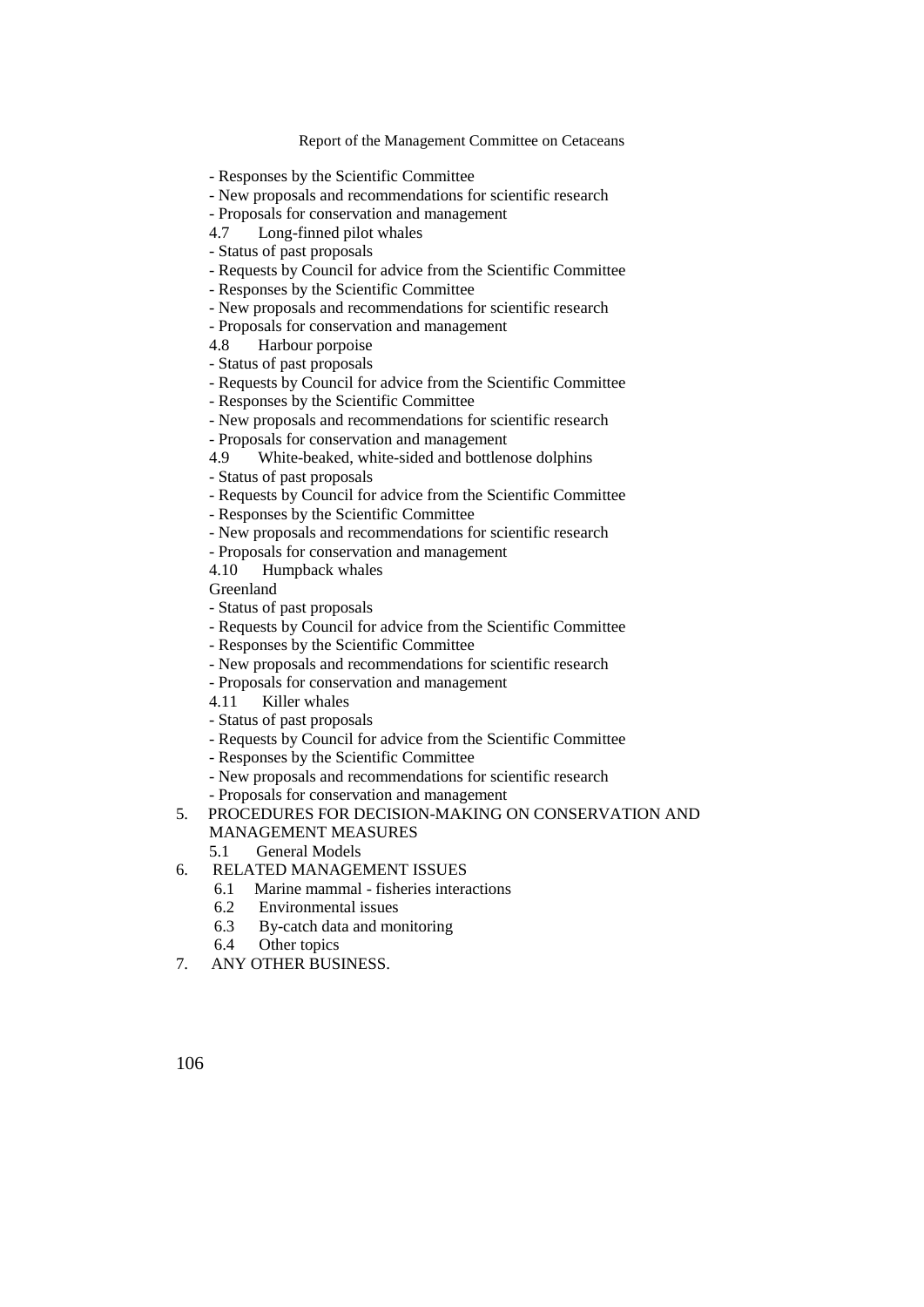- Responses by the Scientific Committee
- New proposals and recommendations for scientific research
- Proposals for conservation and management

4.7 Long-finned pilot whales
- Status of past proposals
- Requests by Council for advice from the Scientific Committee
- Responses by the Scientific Committee
- New proposals and recommendations for scientific research
- Proposals for conservation and management

4.8 Harbour porpoise
- Status of past proposals
- Requests by Council for advice from the Scientific Committee
- Responses by the Scientific Committee
- New proposals and recommendations for scientific research
- Proposals for conservation and management

4.9 White-beaked, white-sided and bottlenose dolphins
- Status of past proposals
- Requests by Council for advice from the Scientific Committee
- Responses by the Scientific Committee
- New proposals and recommendations for scientific research
- Proposals for conservation and management

4.10 Humpback whales

Greenland
- Status of past proposals
- Requests by Council for advice from the Scientific Committee
- Responses by the Scientific Committee
- New proposals and recommendations for scientific research
- Proposals for conservation and management

4.11 Killer whales
- Status of past proposals
- Requests by Council for advice from the Scientific Committee
- Responses by the Scientific Committee
- New proposals and recommendations for scientific research
- Proposals for conservation and management

5. PROCEDURES FOR DECISION-MAKING ON CONSERVATION AND MANAGEMENT MEASURES
   - 5.1 General Models
6. RELATED MANAGEMENT ISSUES
   - 6.1 Marine mammal - fisheries interactions
   - 6.2 Environmental issues
   - 6.3 By-catch data and monitoring
   - 6.4 Other topics
7. ANY OTHER BUSINESS.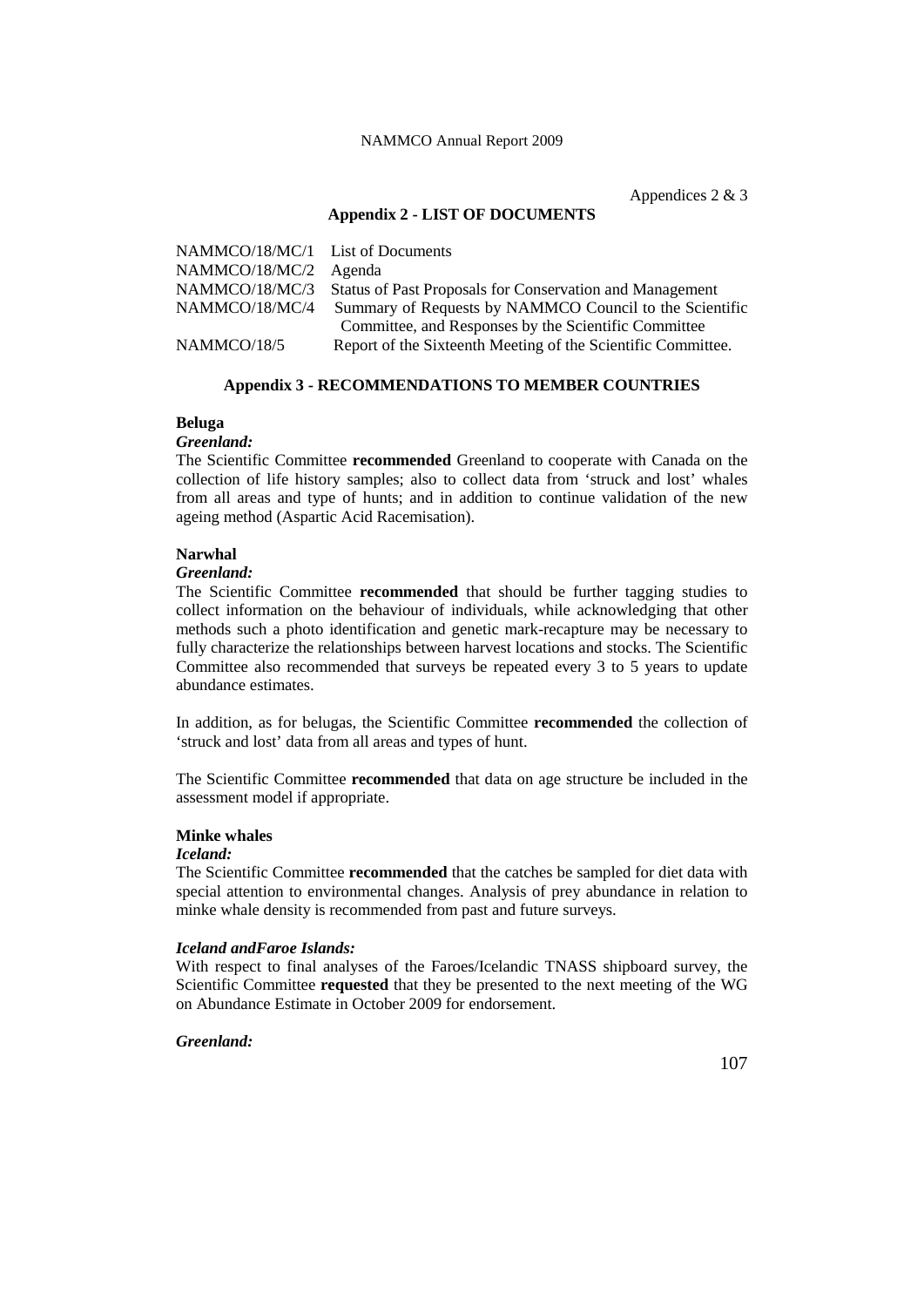Appendices 2 & 3

## Appendix 2 - LIST OF DOCUMENTS

| | |
|---|---|
| NAMMCO/18/MC/1 | List of Documents |
| NAMMCO/18/MC/2 | Agenda |
| NAMMCO/18/MC/3 | Status of Past Proposals for Conservation and Management |
| NAMMCO/18/MC/4 | Summary of Requests by NAMMCO Council to the Scientific Committee, and Responses by the Scientific Committee |
| NAMMCO/18/5 | Report of the Sixteenth Meeting of the Scientific Committee. |

## Appendix 3 - RECOMMENDATIONS TO MEMBER COUNTRIES

### Beluga

***Greenland:***

The Scientific Committee **recommended** Greenland to cooperate with Canada on the collection of life history samples; also to collect data from 'struck and lost' whales from all areas and type of hunts; and in addition to continue validation of the new ageing method (Aspartic Acid Racemisation).

### Narwhal

***Greenland:***

The Scientific Committee **recommended** that should be further tagging studies to collect information on the behaviour of individuals, while acknowledging that other methods such a photo identification and genetic mark-recapture may be necessary to fully characterize the relationships between harvest locations and stocks. The Scientific Committee also recommended that surveys be repeated every 3 to 5 years to update abundance estimates.

In addition, as for belugas, the Scientific Committee **recommended** the collection of 'struck and lost' data from all areas and types of hunt.

The Scientific Committee **recommended** that data on age structure be included in the assessment model if appropriate.

### Minke whales

***Iceland:***

The Scientific Committee **recommended** that the catches be sampled for diet data with special attention to environmental changes. Analysis of prey abundance in relation to minke whale density is recommended from past and future surveys.

***Iceland andFaroe Islands:***

With respect to final analyses of the Faroes/Icelandic TNASS shipboard survey, the Scientific Committee **requested** that they be presented to the next meeting of the WG on Abundance Estimate in October 2009 for endorsement.

***Greenland:***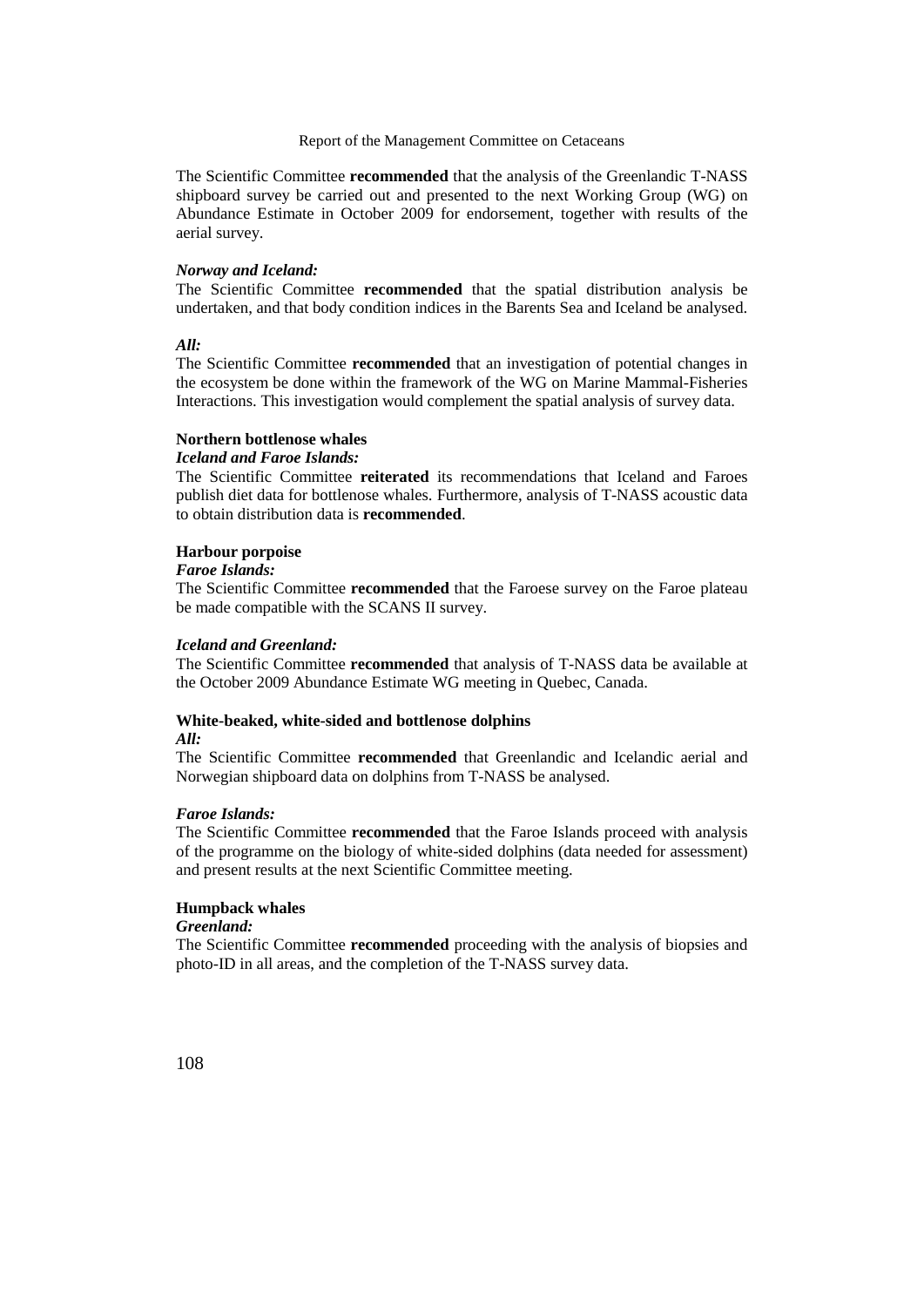The Scientific Committee **recommended** that the analysis of the Greenlandic T-NASS shipboard survey be carried out and presented to the next Working Group (WG) on Abundance Estimate in October 2009 for endorsement, together with results of the aerial survey.

***Norway and Iceland:***
The Scientific Committee **recommended** that the spatial distribution analysis be undertaken, and that body condition indices in the Barents Sea and Iceland be analysed.

***All:***
The Scientific Committee **recommended** that an investigation of potential changes in the ecosystem be done within the framework of the WG on Marine Mammal-Fisheries Interactions. This investigation would complement the spatial analysis of survey data.

**Northern bottlenose whales**
***Iceland and Faroe Islands:***
The Scientific Committee **reiterated** its recommendations that Iceland and Faroes publish diet data for bottlenose whales. Furthermore, analysis of T-NASS acoustic data to obtain distribution data is **recommended**.

**Harbour porpoise**
***Faroe Islands:***
The Scientific Committee **recommended** that the Faroese survey on the Faroe plateau be made compatible with the SCANS II survey.

***Iceland and Greenland:***
The Scientific Committee **recommended** that analysis of T-NASS data be available at the October 2009 Abundance Estimate WG meeting in Quebec, Canada.

**White-beaked, white-sided and bottlenose dolphins**
***All:***
The Scientific Committee **recommended** that Greenlandic and Icelandic aerial and Norwegian shipboard data on dolphins from T-NASS be analysed.

***Faroe Islands:***
The Scientific Committee **recommended** that the Faroe Islands proceed with analysis of the programme on the biology of white-sided dolphins (data needed for assessment) and present results at the next Scientific Committee meeting.

**Humpback whales**
***Greenland:***
The Scientific Committee **recommended** proceeding with the analysis of biopsies and photo-ID in all areas, and the completion of the T-NASS survey data.